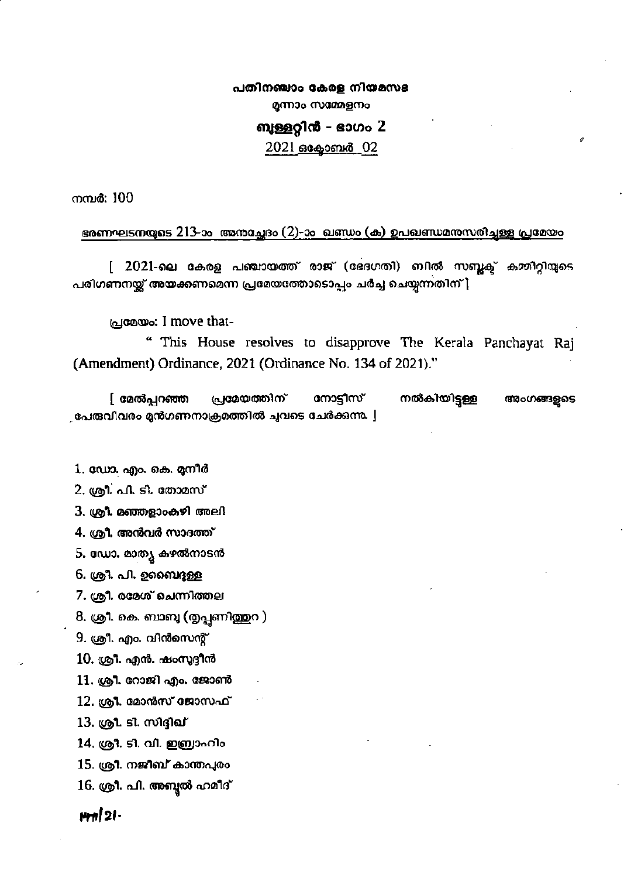**പതിനഞ്ചാം കേരള നിയമസഭ**

മൂന്നാം സമ്മേളനം

**ബുള്ളറ്റിൻ - ഭാഗം 2**

2021 ഒക്ടോബർ 02

നമ്പർ: 100

ഭരണഘടനയുടെ 213-ാം അനുച്ഛേദം (2)-ാം ഖണ്ഡം (ക) ഉപഖണ്ഡമനുസരിച്ചുള്ള പ്രമേയം

[ 2021-ലെ കേരള പഞ്ചായത്ത് രാജ് (ഭേദഗതി) ബിൽ സബ്ജക്ട് കമ്മിറ്റിയുടെ പരിഗണനയ്ക്ക് അയക്കണമെന്ന പ്രമേയത്തോടൊപ്പം ചർച്ച ചെയ്യുന്നതിന് ]

പ്രമേയം: I move that-

" This House resolves to disapprove The Kerala Panchayat Raj (Amendment) Ordinance, 2021 (Ordinance No. 134 of 2021)."

[ മേൽപ്പറഞ്ഞ പ്രമേയത്തിന് നോട്ടീസ് നൽകിയിട്ടുള്ള അംഗങ്ങളുടെ പേരുവിവരം മുൻഗണനാക്രമത്തിൽ ചുവടെ ചേർക്കുന്നു. ]

1. ഡോ. എം. കെ. മുനീർ
2. ശ്രീ. പി. ടി. തോമസ്
3. ശ്രീ. മഞ്ഞളാംകുഴി അലി
4. ശ്രീ. അൻവർ സാദത്ത്
5. ഡോ. മാത്യു കുഴൽനാടൻ
6. ശ്രീ. പി. ഉബൈദുള്ള
7. ശ്രീ. രമേശ് ചെന്നിത്തല
8. ശ്രീ. കെ. ബാബു (തൃപ്പൂണിത്തുറ )
9. ശ്രീ. എം. വിൻസെന്റ്
10. ശ്രീ. എൻ. ഷംസുദ്ദീൻ
11. ശ്രീ. റോജി എം. ജോൺ
12. ശ്രീ. മോൻസ് ജോസഫ്
13. ശ്രീ. ടി. സിദ്ദിഖ്
14. ശ്രീ. ടി. വി. ഇബ്രാഹിം
15. ശ്രീ. നജീബ് കാന്തപുരം
16. ശ്രീ. പി. അബ്ദുൽ ഹമീദ്

1471/21.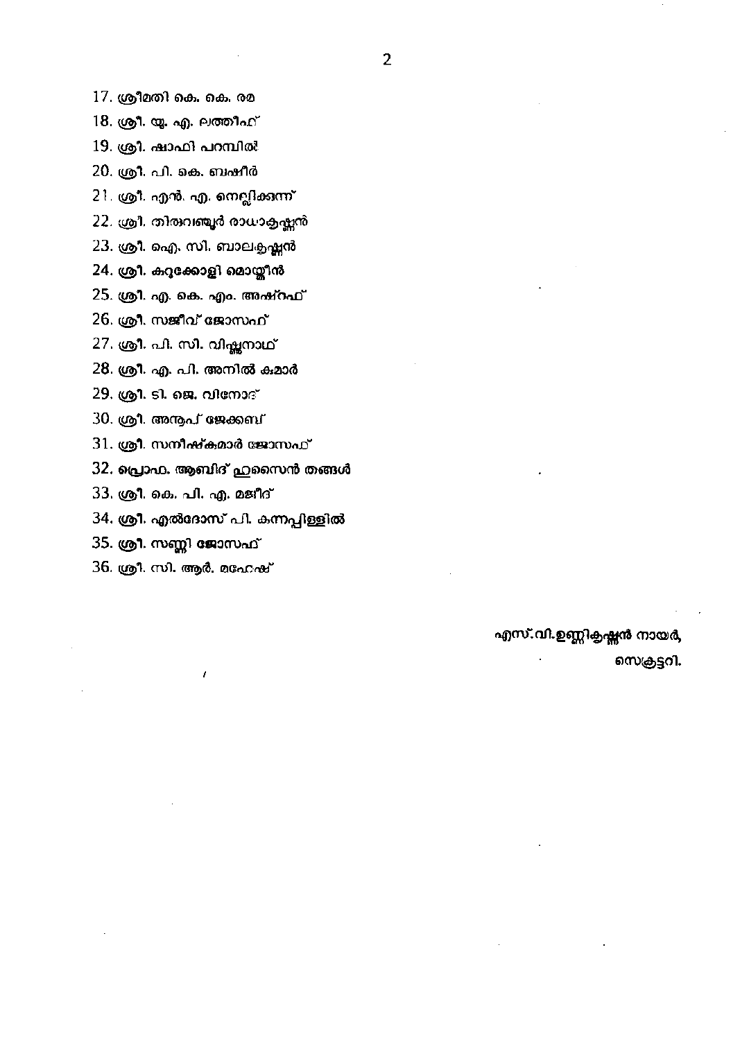17. ശ്രീമതി കെ. കെ. രമ
18. ശ്രീ. യു. എ. ലത്തീഫ്
19. ശ്രീ. ഷാഫി പറമ്പിൽ
20. ശ്രീ. പി. കെ. ബഷീർ
21. ശ്രീ. എൻ. എ. നെല്ലിക്കുന്ന്
22. ശ്രീ. തിരുവഞ്ചൂർ രാധാകൃഷ്ണൻ
23. ശ്രീ. ഐ. സി. ബാലകൃഷ്ണൻ
24. ശ്രീ. കുറുക്കോളി മൊയ്തീൻ
25. ശ്രീ. എ. കെ. എം. അഷ്റഫ്
26. ശ്രീ. സജീവ് ജോസഫ്
27. ശ്രീ. പി. സി. വിഷ്ണുനാഥ്
28. ശ്രീ. എ. പി. അനിൽ കുമാർ
29. ശ്രീ. ടി. ജെ. വിനോദ്
30. ശ്രീ. അനൂപ് ജേക്കബ്
31. ശ്രീ. സനീഷ്കുമാർ ജോസഫ്
32. പ്രൊഫ. ആബിദ് ഹുസൈൻ തങ്ങൾ
33. ശ്രീ. കെ. പി. എ. മജീദ്
34. ശ്രീ. എൽദോസ് പി. കുന്നപ്പിള്ളിൽ
35. ശ്രീ. സണ്ണി ജോസഫ്
36. ശ്രീ. സി. ആർ. മഹേഷ്

എസ്.വി.ഉണ്ണികൃഷ്ണൻ നായർ,

സെക്രട്ടറി.